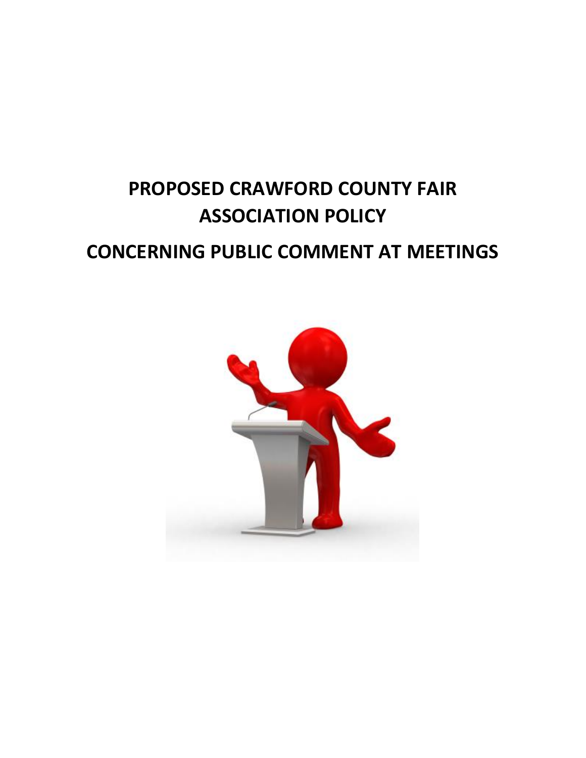# PROPOSED CRAWFORD COUNTY FAIR ASSOCIATION POLICY

# CONCERNING PUBLIC COMMENT AT MEETINGS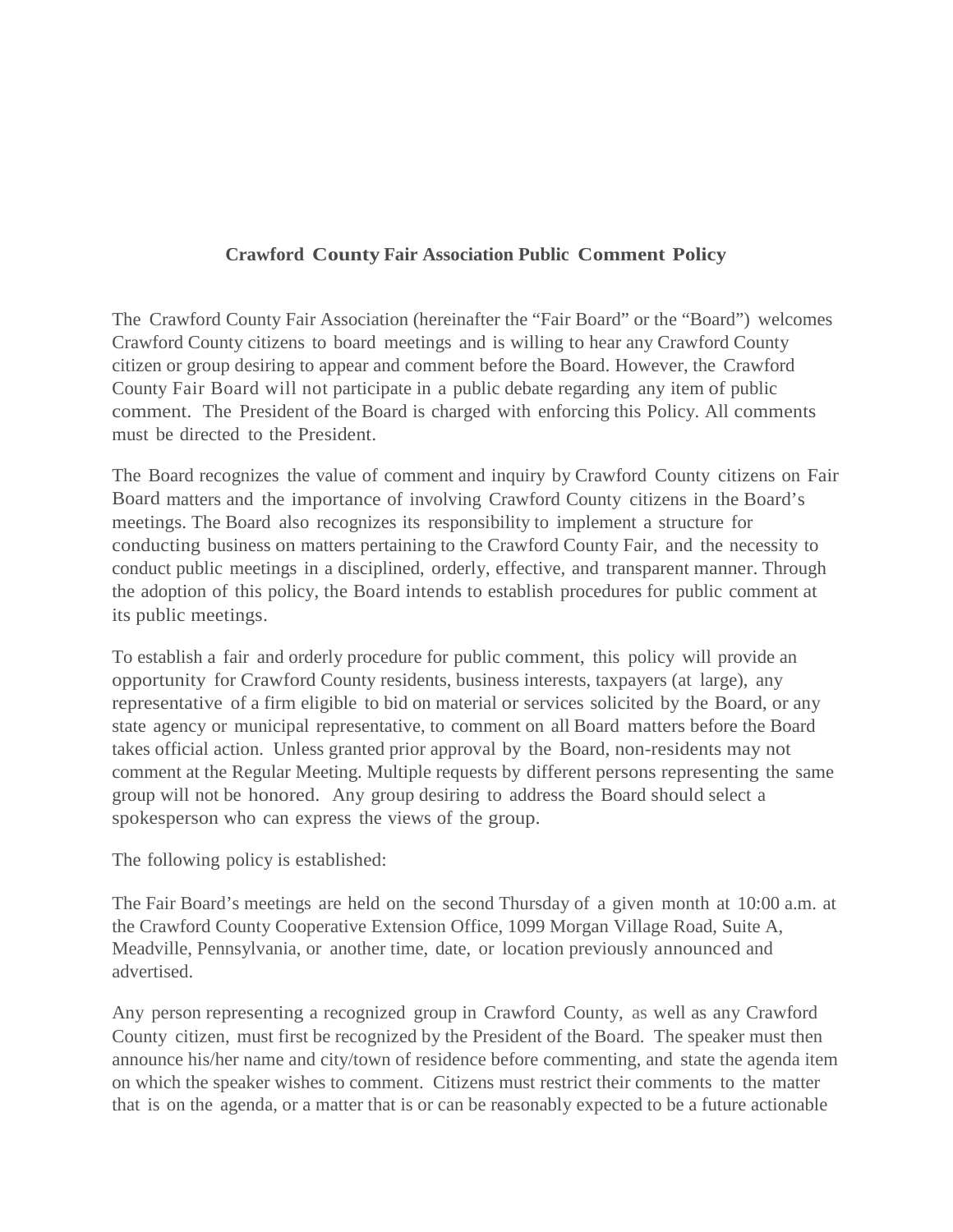**Crawford County Fair Association Public Comment Policy**

The Crawford County Fair Association (hereinafter the “Fair Board” or the “Board”) welcomes Crawford County citizens to board meetings and is willing to hear any Crawford County citizen or group desiring to appear and comment before the Board. However, the Crawford County Fair Board will not participate in a public debate regarding any item of public comment. The President of the Board is charged with enforcing this Policy. All comments must be directed to the President.

The Board recognizes the value of comment and inquiry by Crawford County citizens on Fair Board matters and the importance of involving Crawford County citizens in the Board’s meetings. The Board also recognizes its responsibility to implement a structure for conducting business on matters pertaining to the Crawford County Fair, and the necessity to conduct public meetings in a disciplined, orderly, effective, and transparent manner. Through the adoption of this policy, the Board intends to establish procedures for public comment at its public meetings.

To establish a fair and orderly procedure for public comment, this policy will provide an opportunity for Crawford County residents, business interests, taxpayers (at large), any representative of a firm eligible to bid on material or services solicited by the Board, or any state agency or municipal representative, to comment on all Board matters before the Board takes official action. Unless granted prior approval by the Board, non-residents may not comment at the Regular Meeting. Multiple requests by different persons representing the same group will not be honored. Any group desiring to address the Board should select a spokesperson who can express the views of the group.

The following policy is established:

The Fair Board’s meetings are held on the second Thursday of a given month at 10:00 a.m. at the Crawford County Cooperative Extension Office, 1099 Morgan Village Road, Suite A, Meadville, Pennsylvania, or another time, date, or location previously announced and advertised.

Any person representing a recognized group in Crawford County, as well as any Crawford County citizen, must first be recognized by the President of the Board. The speaker must then announce his/her name and city/town of residence before commenting, and state the agenda item on which the speaker wishes to comment. Citizens must restrict their comments to the matter that is on the agenda, or a matter that is or can be reasonably expected to be a future actionable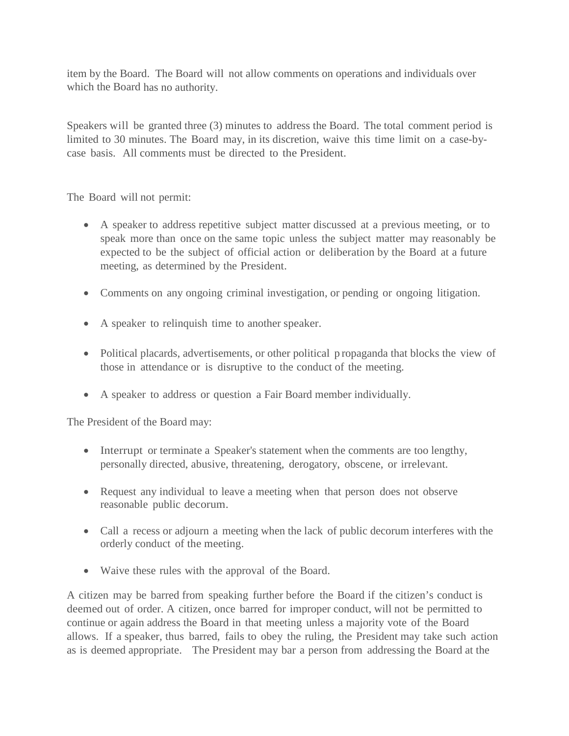item by the Board. The Board will not allow comments on operations and individuals over which the Board has no authority.

Speakers will be granted three (3) minutes to address the Board. The total comment period is limited to 30 minutes. The Board may, in its discretion, waive this time limit on a case-by-case basis. All comments must be directed to the President.

The Board will not permit:

- A speaker to address repetitive subject matter discussed at a previous meeting, or to speak more than once on the same topic unless the subject matter may reasonably be expected to be the subject of official action or deliberation by the Board at a future meeting, as determined by the President.
- Comments on any ongoing criminal investigation, or pending or ongoing litigation.
- A speaker to relinquish time to another speaker.
- Political placards, advertisements, or other political propaganda that blocks the view of those in attendance or is disruptive to the conduct of the meeting.
- A speaker to address or question a Fair Board member individually.

The President of the Board may:

- Interrupt or terminate a Speaker's statement when the comments are too lengthy, personally directed, abusive, threatening, derogatory, obscene, or irrelevant.
- Request any individual to leave a meeting when that person does not observe reasonable public decorum.
- Call a recess or adjourn a meeting when the lack of public decorum interferes with the orderly conduct of the meeting.
- Waive these rules with the approval of the Board.

A citizen may be barred from speaking further before the Board if the citizen's conduct is deemed out of order. A citizen, once barred for improper conduct, will not be permitted to continue or again address the Board in that meeting unless a majority vote of the Board allows. If a speaker, thus barred, fails to obey the ruling, the President may take such action as is deemed appropriate. The President may bar a person from addressing the Board at the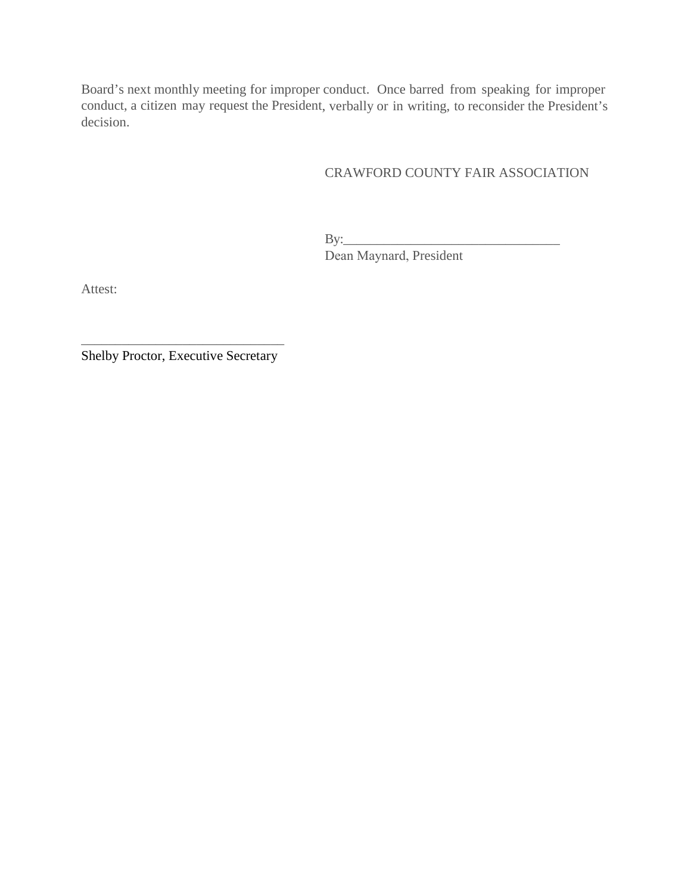Board's next monthly meeting for improper conduct. Once barred from speaking for improper conduct, a citizen may request the President, verbally or in writing, to reconsider the President's decision.

CRAWFORD COUNTY FAIR ASSOCIATION

By:________________________________
Dean Maynard, President

Attest:

_______________________________
Shelby Proctor, Executive Secretary